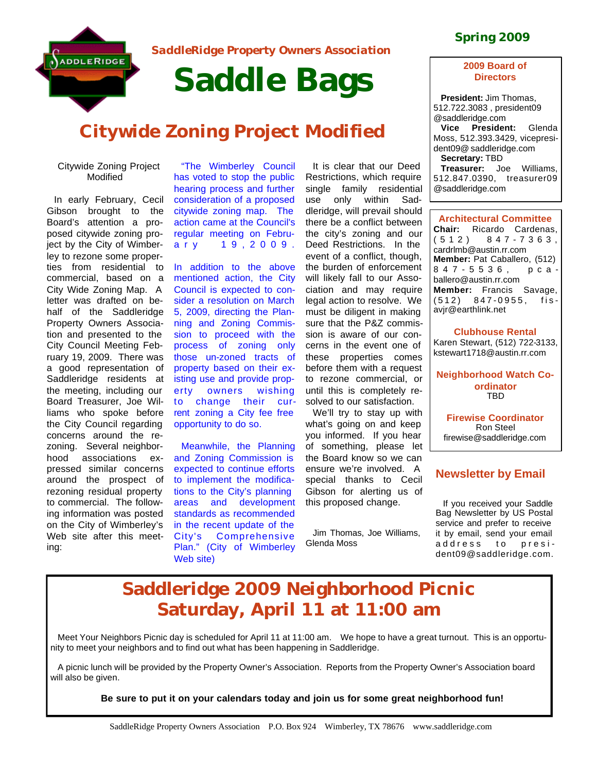Spring 2009

SaddleRidge Property Owners Association

# Saddle Bags

## Citywide Zoning Project Modified

Citywide Zoning Project Modified

In early February, Cecil Gibson brought to the Board's attention a proposed citywide zoning project by the City of Wimberley to rezone some properties from residential to commercial, based on a City Wide Zoning Map. A letter was drafted on behalf of the Saddleridge Property Owners Association and presented to the City Council Meeting February 19, 2009. There was a good representation of Saddleridge residents at the meeting, including our Board Treasurer, Joe Williams who spoke before the City Council regarding concerns around the rezoning. Several neighborhood associations expressed similar concerns around the prospect of rezoning residual property to commercial. The following information was posted on the City of Wimberley's Web site after this meeting:

"The Wimberley Council has voted to stop the public hearing process and further consideration of a proposed citywide zoning map. The action came at the Council's regular meeting on February 19, 2009.

In addition to the above mentioned action, the City Council is expected to consider a resolution on March 5, 2009, directing the Planning and Zoning Commission to proceed with the process of zoning only those un-zoned tracts of property based on their existing use and provide property owners wishing to change their current zoning a City fee free opportunity to do so.

Meanwhile, the Planning and Zoning Commission is expected to continue efforts to implement the modifications to the City's planning areas and development standards as recommended in the recent update of the City's Comprehensive Plan." (City of Wimberley Web site)

It is clear that our Deed Restrictions, which require single family residential use only within Saddleridge, will prevail should there be a conflict between the city's zoning and our Deed Restrictions. In the event of a conflict, though, the burden of enforcement will likely fall to our Association and may require legal action to resolve. We must be diligent in making sure that the P&Z commission is aware of our concerns in the event one of these properties comes before them with a request to rezone commercial, or until this is completely resolved to our satisfaction.

We'll try to stay up with what's going on and keep you informed. If you hear of something, please let the Board know so we can ensure we're involved. A special thanks to Cecil Gibson for alerting us of this proposed change.

Jim Thomas, Joe Williams, Glenda Moss

### 2009 Board of Directors

**President:** Jim Thomas, 512.722.3083 , president09 @saddleridge.com
**Vice President:** Glenda Moss, 512.393.3429, vicepresident09@ saddleridge.com
**Secretary:** TBD
**Treasurer:** Joe Williams, 512.847.0390, treasurer09 @saddleridge.com

### Architectural Committee

**Chair:** Ricardo Cardenas, (512) 847-7363, cardrlmb@austin.rr.com
**Member:** Pat Caballero, (512) 847-5536, pcaballero@austin.rr.com
**Member:** Francis Savage, (512) 847-0955, fisavjr@earthlink.net

### Clubhouse Rental

Karen Stewart, (512) 722-3133, kstewart1718@austin.rr.com

### Neighborhood Watch Coordinator

TBD

### Firewise Coordinator

Ron Steel
firewise@saddleridge.com

### Newsletter by Email

If you received your Saddle Bag Newsletter by US Postal service and prefer to receive it by email, send your email address to president09@saddleridge.com.

## Saddleridge 2009 Neighborhood Picnic Saturday, April 11 at 11:00 am

Meet Your Neighbors Picnic day is scheduled for April 11 at 11:00 am. We hope to have a great turnout. This is an opportunity to meet your neighbors and to find out what has been happening in Saddleridge.

A picnic lunch will be provided by the Property Owner's Association. Reports from the Property Owner's Association board will also be given.

**Be sure to put it on your calendars today and join us for some great neighborhood fun!**

SaddleRidge Property Owners Association P.O. Box 924 Wimberley, TX 78676 www.saddleridge.com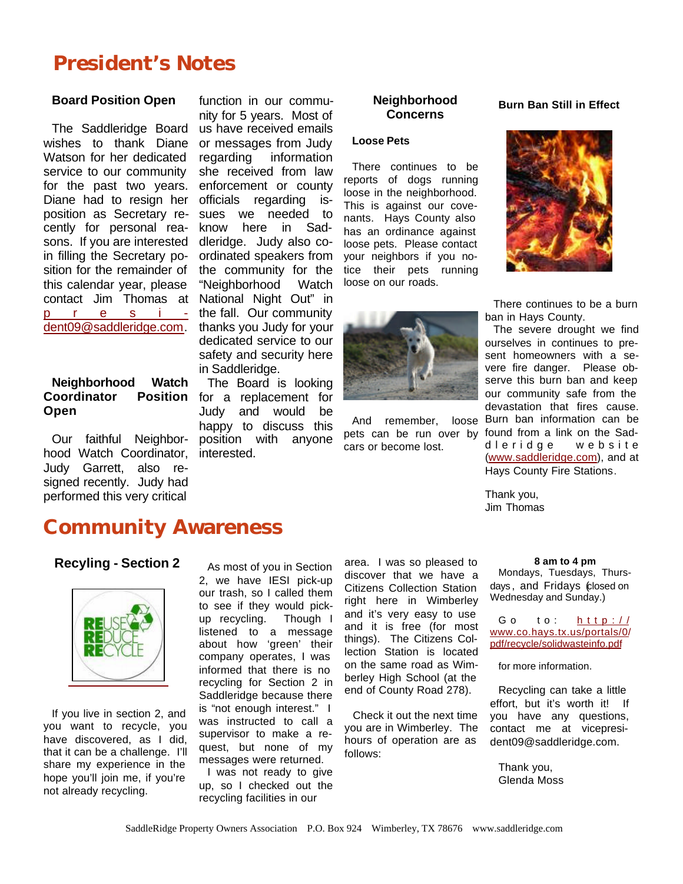# President's Notes

### Board Position Open

The Saddleridge Board wishes to thank Diane Watson for her dedicated service to our community for the past two years. Diane had to resign her position as Secretary recently for personal reasons. If you are interested in filling the Secretary position for the remainder of this calendar year, please contact Jim Thomas at president09@saddleridge.com.

### Neighborhood Watch Coordinator Position Open

Our faithful Neighborhood Watch Coordinator, Judy Garrett, also resigned recently. Judy had performed this very critical function in our community for 5 years. Most of us have received emails or messages from Judy regarding information she received from law enforcement or county officials regarding issues we needed to know here in Saddleridge. Judy also coordinated speakers from the community for the "Neighborhood Watch National Night Out" in the fall. Our community thanks you Judy for your dedicated service to our safety and security here in Saddleridge.

The Board is looking for a replacement for Judy and would be happy to discuss this position with anyone interested.

### Neighborhood Concerns

#### Loose Pets

There continues to be reports of dogs running loose in the neighborhood. This is against our covenants. Hays County also has an ordinance against loose pets. Please contact your neighbors if you notice their pets running loose on our roads.

And remember, loose pets can be run over by cars or become lost.

### Burn Ban Still in Effect

There continues to be a burn ban in Hays County.

The severe drought we find ourselves in continues to present homeowners with a severe fire danger. Please observe this burn ban and keep our community safe from the devastation that fires cause. Burn ban information can be found from a link on the Saddleridge website (www.saddleridge.com), and at Hays County Fire Stations.

Thank you,
Jim Thomas

# Community Awareness

### Recycling - Section 2

If you live in section 2, and you want to recycle, you have discovered, as I did, that it can be a challenge. I'll share my experience in the hope you'll join me, if you're not already recycling.

As most of you in Section 2, we have IESI pick-up our trash, so I called them to see if they would pick-up recycling. Though I listened to a message about how 'green' their company operates, I was informed that there is no recycling for Section 2 in Saddleridge because there is "not enough interest." I was instructed to call a supervisor to make a request, but none of my messages were returned.

I was not ready to give up, so I checked out the recycling facilities in our area. I was so pleased to discover that we have a Citizens Collection Station right here in Wimberley and it's very easy to use and it is free (for most things). The Citizens Collection Station is located on the same road as Wimberley High School (at the end of County Road 278).

Check it out the next time you are in Wimberley. The hours of operation are as follows:

**8 am to 4 pm**
Mondays, Tuesdays, Thursdays, and Fridays (closed on Wednesday and Sunday.)

Go to: http://www.co.hays.tx.us/portals/0/pdf/recycle/solidwasteinfo.pdf

for more information.

Recycling can take a little effort, but it's worth it! If you have any questions, contact me at vicepresident09@saddleridge.com.

Thank you,
Glenda Moss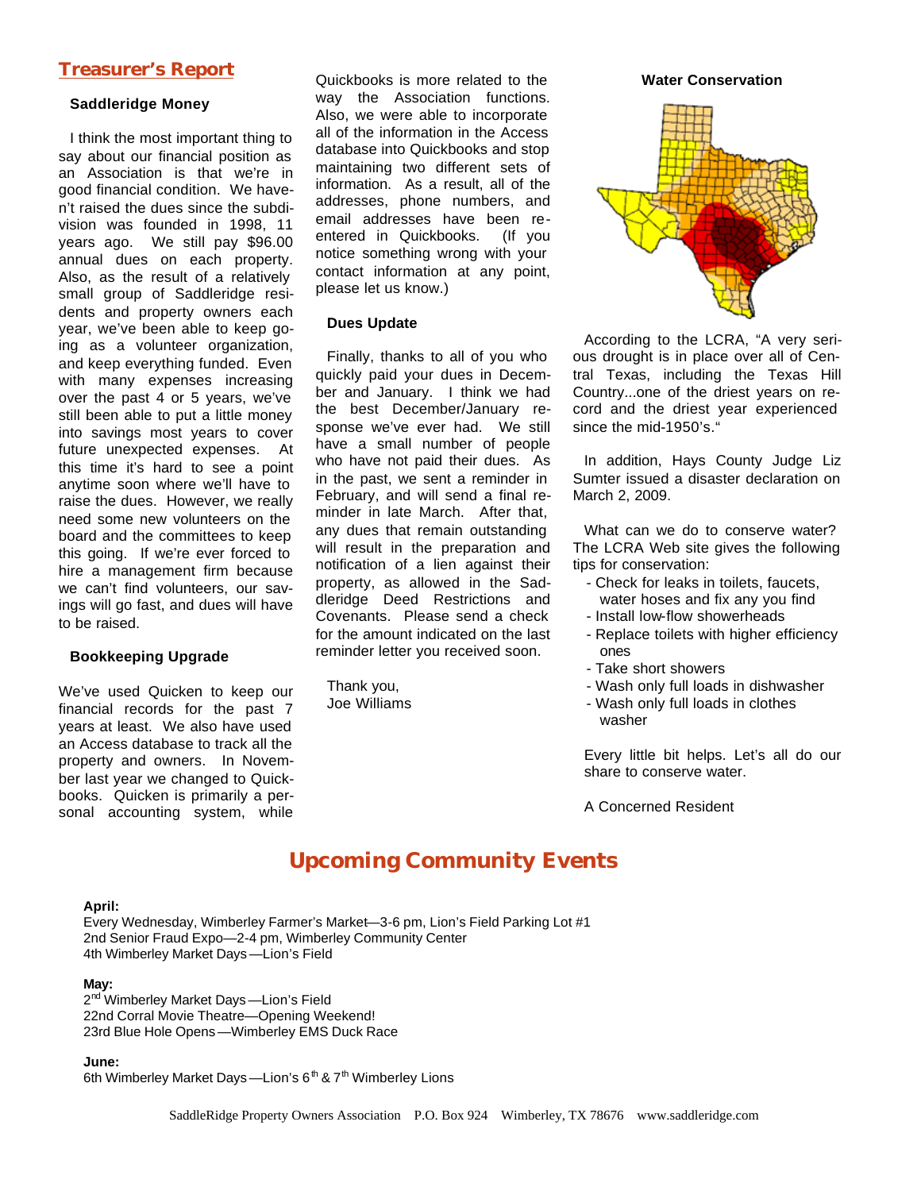## Treasurer's Report

### Saddleridge Money

I think the most important thing to say about our financial position as an Association is that we're in good financial condition. We haven't raised the dues since the subdivision was founded in 1998, 11 years ago. We still pay $96.00 annual dues on each property. Also, as the result of a relatively small group of Saddleridge residents and property owners each year, we've been able to keep going as a volunteer organization, and keep everything funded. Even with many expenses increasing over the past 4 or 5 years, we've still been able to put a little money into savings most years to cover future unexpected expenses. At this time it's hard to see a point anytime soon where we'll have to raise the dues. However, we really need some new volunteers on the board and the committees to keep this going. If we're ever forced to hire a management firm because we can't find volunteers, our savings will go fast, and dues will have to be raised.

### Bookkeeping Upgrade

We've used Quicken to keep our financial records for the past 7 years at least. We also have used an Access database to track all the property and owners. In November last year we changed to Quickbooks. Quicken is primarily a personal accounting system, while Quickbooks is more related to the way the Association functions. Also, we were able to incorporate all of the information in the Access database into Quickbooks and stop maintaining two different sets of information. As a result, all of the addresses, phone numbers, and email addresses have been re-entered in Quickbooks. (If you notice something wrong with your contact information at any point, please let us know.)

### Dues Update

Finally, thanks to all of you who quickly paid your dues in December and January. I think we had the best December/January response we've ever had. We still have a small number of people who have not paid their dues. As in the past, we sent a reminder in February, and will send a final reminder in late March. After that, any dues that remain outstanding will result in the preparation and notification of a lien against their property, as allowed in the Saddleridge Deed Restrictions and Covenants. Please send a check for the amount indicated on the last reminder letter you received soon.

Thank you,
Joe Williams

### Water Conservation

According to the LCRA, "A very serious drought is in place over all of Central Texas, including the Texas Hill Country...one of the driest years on record and the driest year experienced since the mid-1950's."

In addition, Hays County Judge Liz Sumter issued a disaster declaration on March 2, 2009.

What can we do to conserve water? The LCRA Web site gives the following tips for conservation:

- Check for leaks in toilets, faucets, water hoses and fix any you find
- Install low-flow showerheads
- Replace toilets with higher efficiency ones
- Take short showers
- Wash only full loads in dishwasher
- Wash only full loads in clothes washer

Every little bit helps. Let's all do our share to conserve water.

A Concerned Resident

## Upcoming Community Events

**April:**
Every Wednesday, Wimberley Farmer's Market—3-6 pm, Lion's Field Parking Lot #1
2nd Senior Fraud Expo—2-4 pm, Wimberley Community Center
4th Wimberley Market Days—Lion's Field

**May:**
2nd Wimberley Market Days—Lion's Field
22nd Corral Movie Theatre—Opening Weekend!
23rd Blue Hole Opens—Wimberley EMS Duck Race

**June:**
6th Wimberley Market Days—Lion's 6th & 7th Wimberley Lions

SaddleRidge Property Owners Association P.O. Box 924 Wimberley, TX 78676 www.saddleridge.com